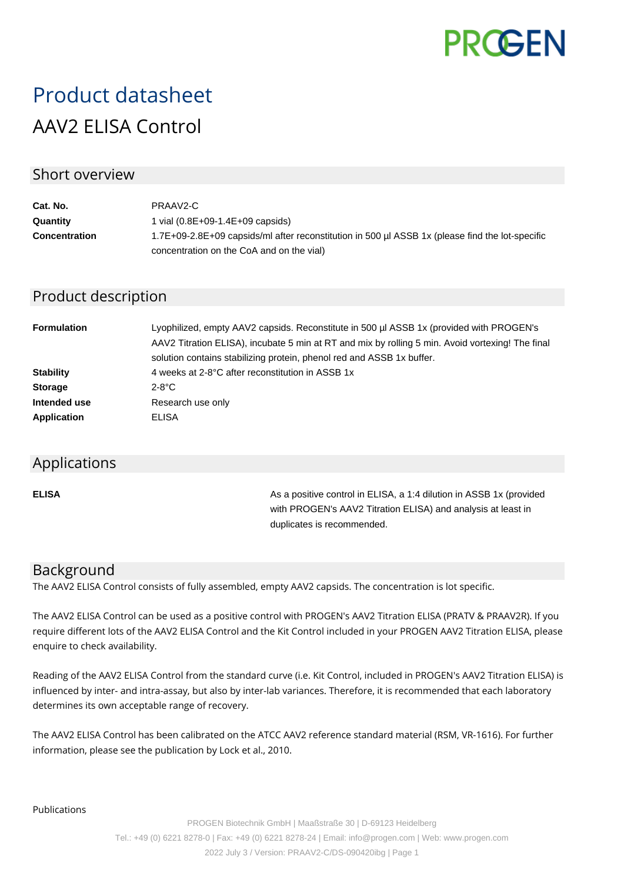# Product datasheet

## AAV2 ELISA Control

## Short overview

| | |
|---|---|
| **Cat. No.** | PRAAV2-C |
| **Quantity** | 1 vial (0.8E+09-1.4E+09 capsids) |
| **Concentration** | 1.7E+09-2.8E+09 capsids/ml after reconstitution in 500 µl ASSB 1x (please find the lot-specific concentration on the CoA and on the vial) |

## Product description

| | |
|---|---|
| **Formulation** | Lyophilized, empty AAV2 capsids. Reconstitute in 500 µl ASSB 1x (provided with PROGEN's AAV2 Titration ELISA), incubate 5 min at RT and mix by rolling 5 min. Avoid vortexing! The final solution contains stabilizing protein, phenol red and ASSB 1x buffer. |
| **Stability** | 4 weeks at 2-8°C after reconstitution in ASSB 1x |
| **Storage** | 2-8°C |
| **Intended use** | Research use only |
| **Application** | ELISA |

## Applications

| | |
|---|---|
| **ELISA** | As a positive control in ELISA, a 1:4 dilution in ASSB 1x (provided with PROGEN's AAV2 Titration ELISA) and analysis at least in duplicates is recommended. |

## Background

The AAV2 ELISA Control consists of fully assembled, empty AAV2 capsids. The concentration is lot specific.

The AAV2 ELISA Control can be used as a positive control with PROGEN's AAV2 Titration ELISA (PRATV & PRAAV2R). If you require different lots of the AAV2 ELISA Control and the Kit Control included in your PROGEN AAV2 Titration ELISA, please enquire to check availability.

Reading of the AAV2 ELISA Control from the standard curve (i.e. Kit Control, included in PROGEN's AAV2 Titration ELISA) is influenced by inter- and intra-assay, but also by inter-lab variances. Therefore, it is recommended that each laboratory determines its own acceptable range of recovery.

The AAV2 ELISA Control has been calibrated on the ATCC AAV2 reference standard material (RSM, VR-1616). For further information, please see the publication by Lock et al., 2010.

Publications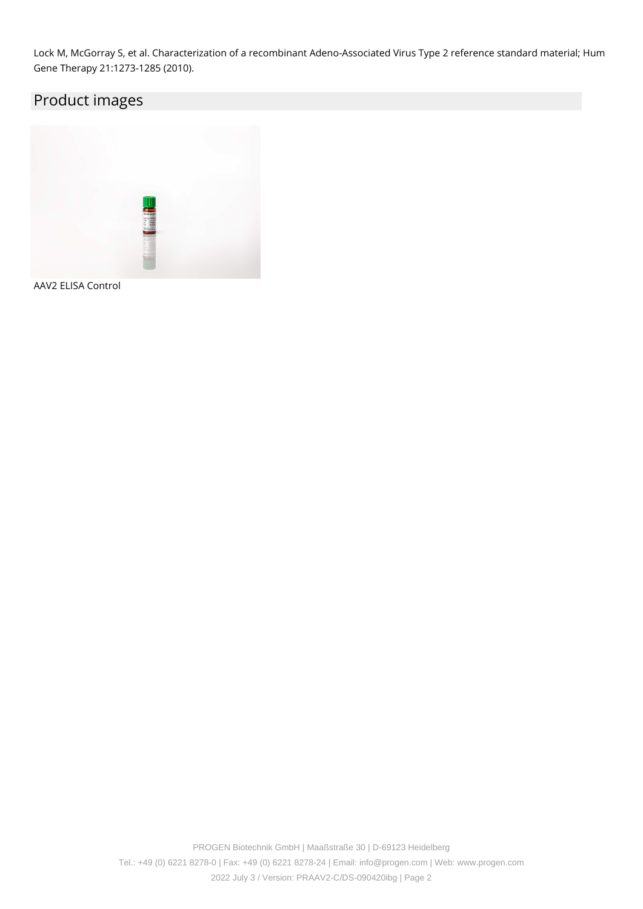Lock M, McGorray S, et al. Characterization of a recombinant Adeno-Associated Virus Type 2 reference standard material; Hum Gene Therapy 21:1273-1285 (2010).

## Product images

AAV2 ELISA Control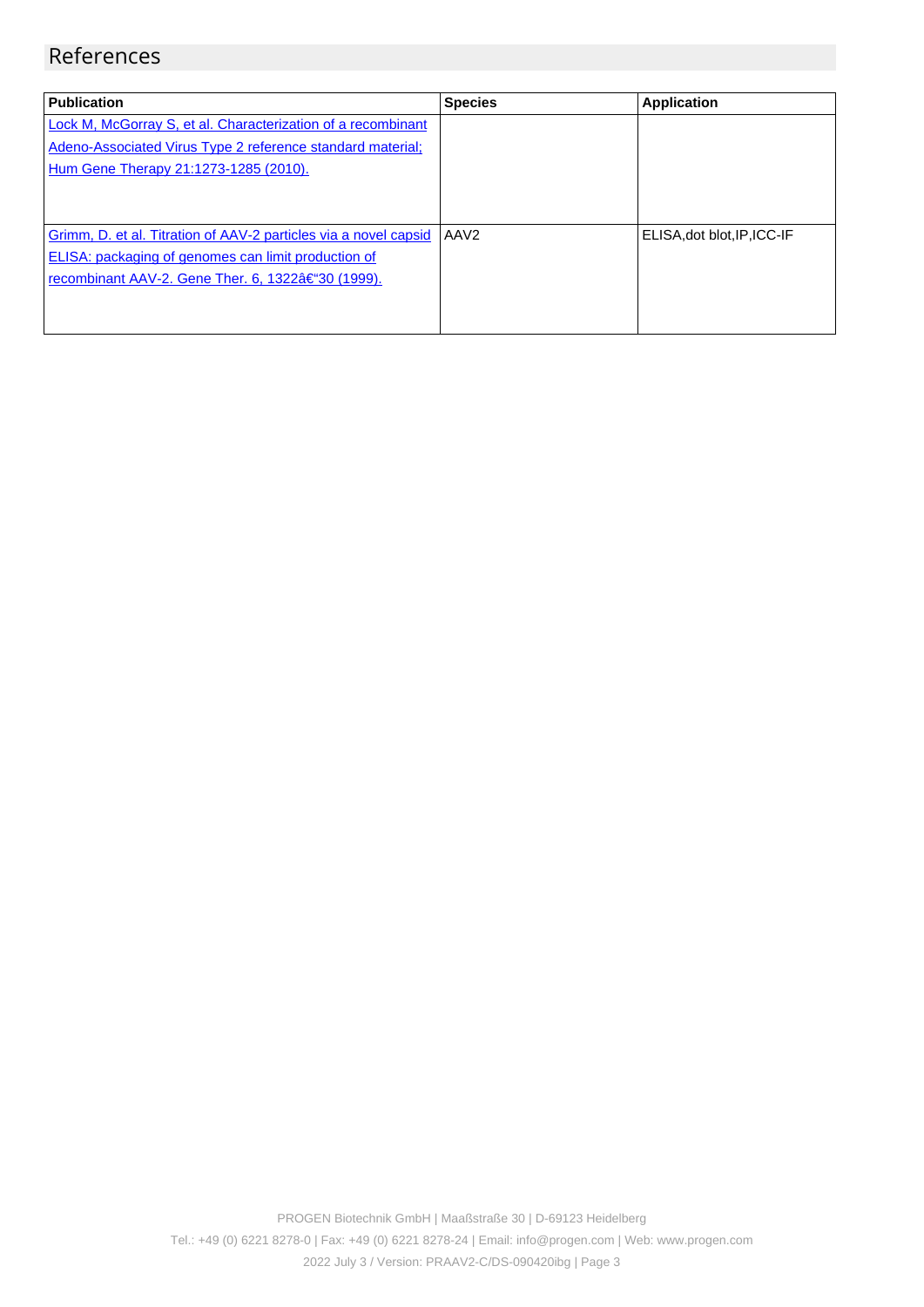## References

| Publication | Species | Application |
| --- | --- | --- |
| Lock M, McGorray S, et al. Characterization of a recombinant Adeno-Associated Virus Type 2 reference standard material; Hum Gene Therapy 21:1273-1285 (2010). | | |
| Grimm, D. et al. Titration of AAV-2 particles via a novel capsid ELISA: packaging of genomes can limit production of recombinant AAV-2. Gene Ther. 6, 1322â€"30 (1999). | AAV2 | ELISA,dot blot,IP,ICC-IF |